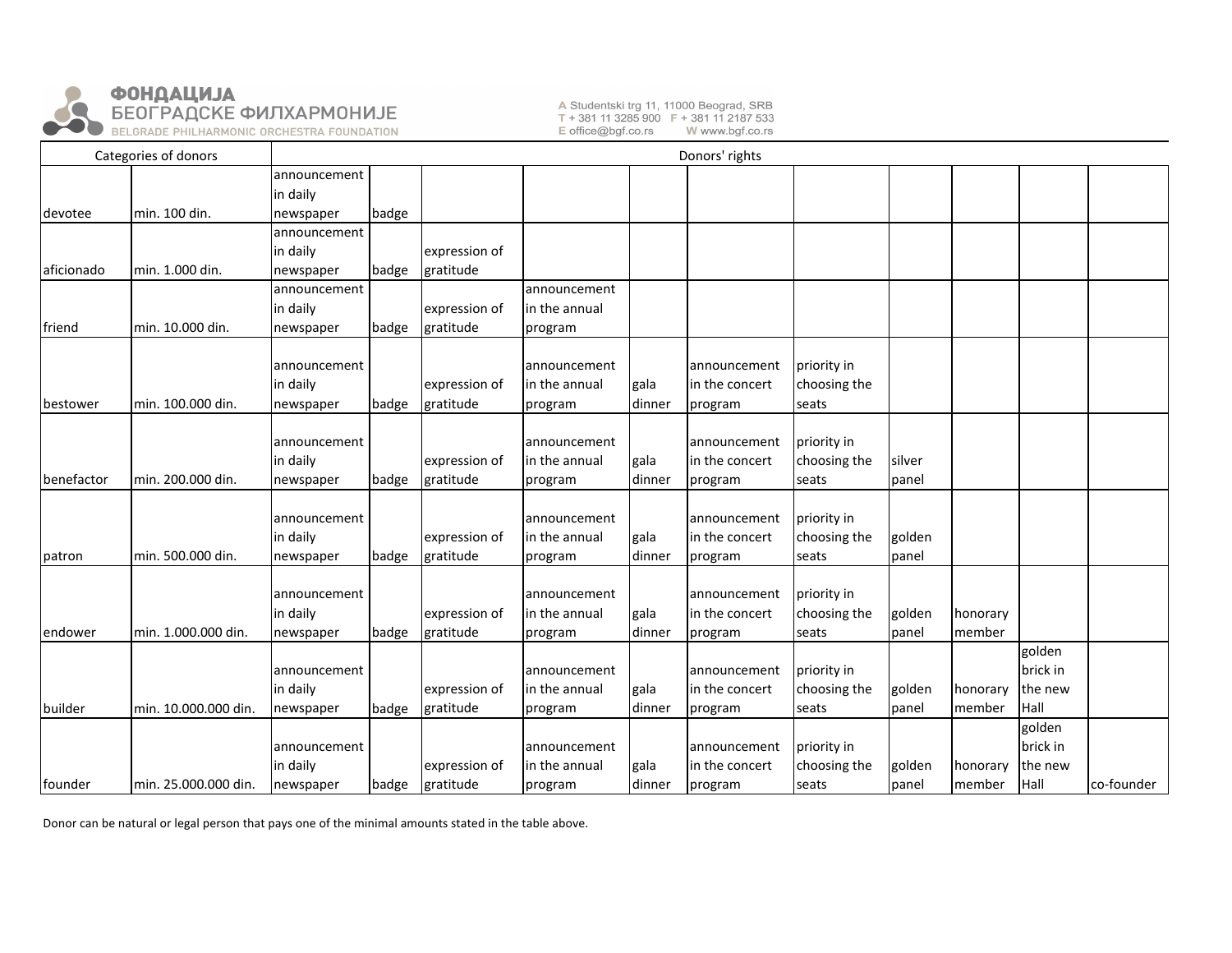ФОНДАЦИЈА
БЕОГРАДСКЕ ФИЛХАРМОНИЈЕ
BELGRADE PHILHARMONIC ORCHESTRA FOUNDATION

A Studentski trg 11, 11000 Beograd, SRB
T + 381 11 3285 900 F + 381 11 2187 533
E office@bgf.co.rs W www.bgf.co.rs

| Categories of donors | | Donors' rights | | | | | | | | | | |
|---|---|---|---|---|---|---|---|---|---|---|---|---|
| devotee | min. 100 din. | announcement in daily newspaper | badge | | | | | | | | | |
| aficionado | min. 1.000 din. | announcement in daily newspaper | badge | expression of gratitude | | | | | | | | |
| friend | min. 10.000 din. | announcement in daily newspaper | badge | expression of gratitude | announcement in the annual program | | | | | | | |
| bestower | min. 100.000 din. | announcement in daily newspaper | badge | expression of gratitude | announcement in the annual program | gala dinner | announcement in the concert program | priority in choosing the seats | | | | |
| benefactor | min. 200.000 din. | announcement in daily newspaper | badge | expression of gratitude | announcement in the annual program | gala dinner | announcement in the concert program | priority in choosing the seats | silver panel | | | |
| patron | min. 500.000 din. | announcement in daily newspaper | badge | expression of gratitude | announcement in the annual program | gala dinner | announcement in the concert program | priority in choosing the seats | golden panel | | | |
| endower | min. 1.000.000 din. | announcement in daily newspaper | badge | expression of gratitude | announcement in the annual program | gala dinner | announcement in the concert program | priority in choosing the seats | golden panel | honorary member | | |
| builder | min. 10.000.000 din. | announcement in daily newspaper | badge | expression of gratitude | announcement in the annual program | gala dinner | announcement in the concert program | priority in choosing the seats | golden panel | honorary member | golden brick in the new Hall | |
| founder | min. 25.000.000 din. | announcement in daily newspaper | badge | expression of gratitude | announcement in the annual program | gala dinner | announcement in the concert program | priority in choosing the seats | golden panel | honorary member | golden brick in the new Hall | co-founder |

Donor can be natural or legal person that pays one of the minimal amounts stated in the table above.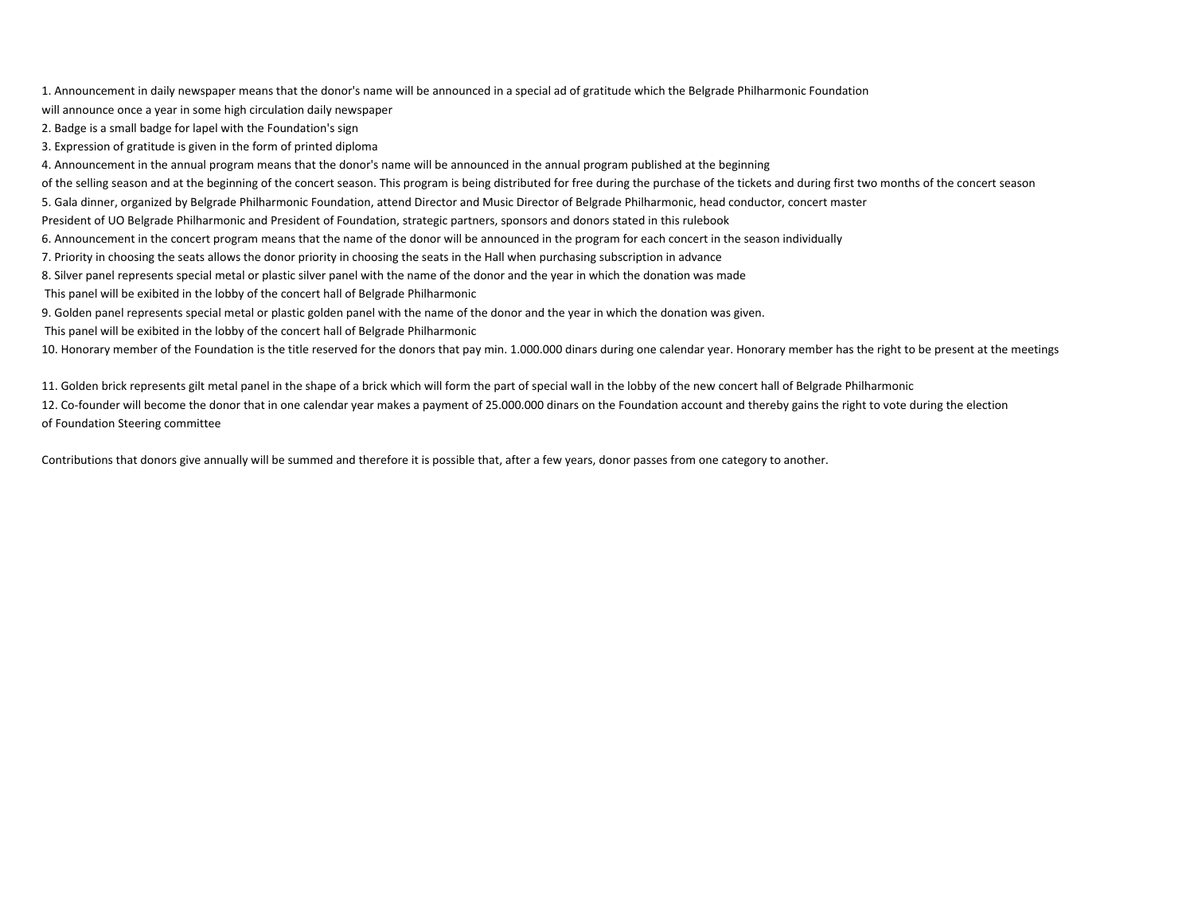1. Announcement in daily newspaper means that the donor's name will be announced in a special ad of gratitude which the Belgrade Philharmonic Foundation will announce once a year in some high circulation daily newspaper
2. Badge is a small badge for lapel with the Foundation's sign
3. Expression of gratitude is given in the form of printed diploma
4. Announcement in the annual program means that the donor's name will be announced in the annual program published at the beginning of the selling season and at the beginning of the concert season. This program is being distributed for free during the purchase of the tickets and during first two months of the concert season
5. Gala dinner, organized by Belgrade Philharmonic Foundation, attend Director and Music Director of Belgrade Philharmonic, head conductor, concert master President of UO Belgrade Philharmonic and President of Foundation, strategic partners, sponsors and donors stated in this rulebook
6. Announcement in the concert program means that the name of the donor will be announced in the program for each concert in the season individually
7. Priority in choosing the seats allows the donor priority in choosing the seats in the Hall when purchasing subscription in advance
8. Silver panel represents special metal or plastic silver panel with the name of the donor and the year in which the donation was made
 This panel will be exibited in the lobby of the concert hall of Belgrade Philharmonic
9. Golden panel represents special metal or plastic golden panel with the name of the donor and the year in which the donation was given.
 This panel will be exibited in the lobby of the concert hall of Belgrade Philharmonic
10. Honorary member of the Foundation is the title reserved for the donors that pay min. 1.000.000 dinars during one calendar year. Honorary member has the right to be present at the meetings

11. Golden brick represents gilt metal panel in the shape of a brick which will form the part of special wall in the lobby of the new concert hall of Belgrade Philharmonic
12. Co-founder will become the donor that in one calendar year makes a payment of 25.000.000 dinars on the Foundation account and thereby gains the right to vote during the election of Foundation Steering committee

Contributions that donors give annually will be summed and therefore it is possible that, after a few years, donor passes from one category to another.